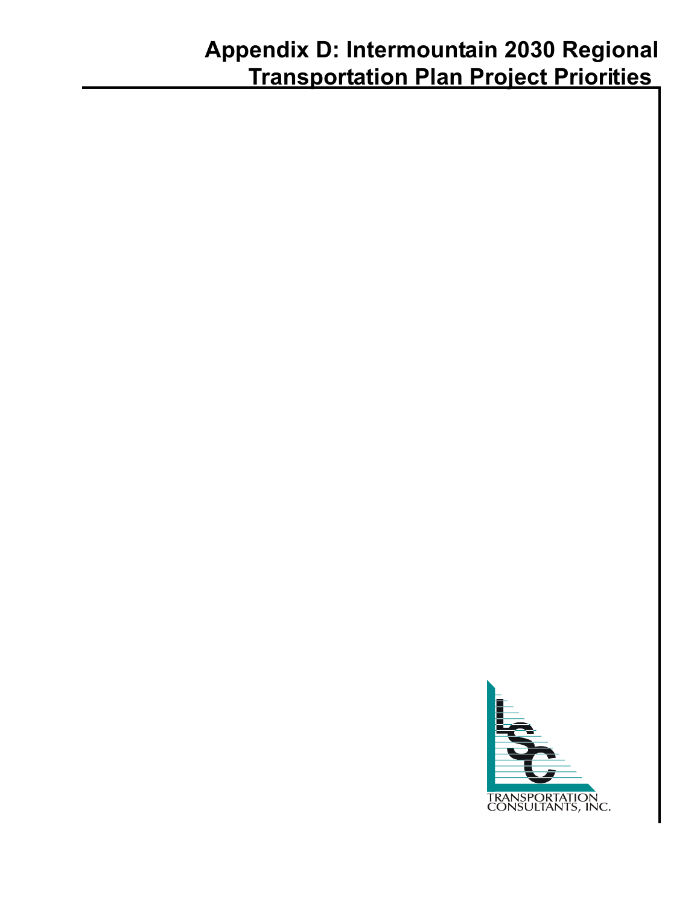# Appendix D: Intermountain 2030 Regional Transportation Plan Project Priorities

TRANSPORTATION CONSULTANTS, INC.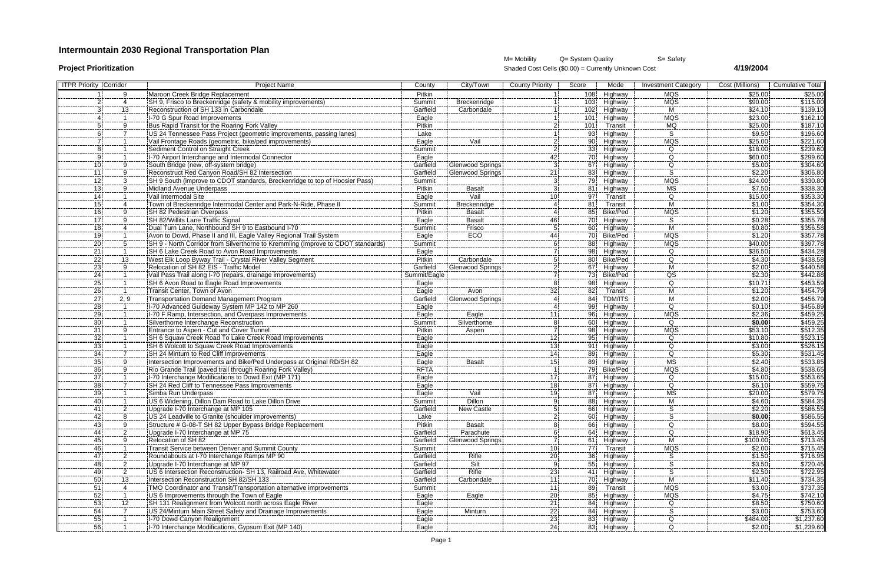# Intermountain 2030 Regional Transportation Plan

**Project Prioritization**

M= Mobility Q= System Quality S= Safety

Shaded Cost Cells ($0.00) = Currently Unknown Cost

**4/19/2004**

| ITPR Priority | Corridor | Project Name | County | City/Town | County Priority | Score | Mode | Investment Category | Cost (Millions) | Cumulative Total |
|---|---|---|---|---|---|---|---|---|---|---|
| 1 | 9 | Maroon Creek Bridge Replacement | Pitkin | | 1 | 108 | Highway | MQS | $25.00 | $25.00 |
| 2 | 4 | SH 9, Frisco to Breckenridge (safety & mobility improvements) | Summit | Breckenridge | 1 | 103 | Highway | MQS | $90.00 | $115.00 |
| 3 | 13 | Reconstruction of SH 133 in Carbondale | Garfield | Carbondale | 1 | 102 | Highway | M | $24.10 | $139.10 |
| 4 | 1 | I-70 G Spur Road Improvements | Eagle | | 1 | 101 | Highway | MQS | $23.00 | $162.10 |
| 5 | 9 | Bus Rapid Transit for the Roaring Fork Valley | Pitkin | | 2 | 101 | Transit | MQ | $25.00 | $187.10 |
| 6 | 7 | US 24 Tennessee Pass Project (geometric improvements, passing lanes) | Lake | | 1 | 93 | Highway | S | $9.50 | $196.60 |
| 7 | 1 | Vail Frontage Roads (geometric, bike/ped improvements) | Eagle | Vail | 2 | 90 | Highway | MQS | $25.00 | $221.60 |
| 8 | 1 | Sediment Control on Straight Creek | Summit | | 2 | 33 | Highway | Q | $18.00 | $239.60 |
| 9 | 1 | I-70 Airport Interchange and Intermodal Connector | Eagle | | 42 | 70 | Highway | Q | $60.00 | $299.60 |
| 10 | 9 | South Bridge (new, off-system bridge) | Garfield | Glenwood Springs | 3 | 67 | Highway | Q | $5.00 | $304.60 |
| 11 | 9 | Reconstruct Red Canyon Road/SH 82 Intersection | Garfield | Glenwood Springs | 21 | 83 | Highway | S | $2.20 | $306.80 |
| 12 | 3 | SH 9 South (improve to CDOT standards, Breckenridge to top of Hoosier Pass) | Summit | | 3 | 79 | Highway | MQS | $24.00 | $330.80 |
| 13 | 9 | Midland Avenue Underpass | Pitkin | Basalt | 3 | 81 | Highway | MS | $7.50 | $338.30 |
| 14 | 1 | Vail Intermodal Site | Eagle | Vail | 10 | 97 | Transit | Q | $15.00 | $353.30 |
| 15 | 4 | Town of Breckenridge Intermodal Center and Park-N-Ride, Phase II | Summit | Breckenridge | 4 | 81 | Transit | M | $1.00 | $354.30 |
| 16 | 9 | SH 82 Pedestrian Overpass | Pitkin | Basalt | 4 | 85 | Bike/Ped | MQS | $1.20 | $355.50 |
| 17 | 9 | SH 82/Willits Lane Traffic Signal | Eagle | Basalt | 46 | 70 | Highway | S | $0.28 | $355.78 |
| 18 | 4 | Dual Turn Lane, Northbound SH 9 to Eastbound I-70 | Summit | Frisco | 5 | 60 | Highway | M | $0.80 | $356.58 |
| 19 | 1 | Avon to Dowd, Phase II and III, Eagle Valley Regional Trail System | Eagle | ECO | 44 | 70 | Bike/Ped | MQS | $1.20 | $357.78 |
| 20 | 5 | SH 9 - North Corridor from Silverthorne to Kremmling (improve to CDOT standards) | Summit | | 6 | 88 | Highway | MQS | $40.00 | $397.78 |
| 21 | 1 | SH 6 Lake Creek Road to Avon Road Improvements | Eagle | | 7 | 98 | Highway | Q | $36.50 | $434.28 |
| 22 | 13 | West Elk Loop Byway Trail - Crystal River Valley Segment | Pitkin | Carbondale | 5 | 80 | Bike/Ped | Q | $4.30 | $438.58 |
| 23 | 9 | Relocation of SH 82 EIS - Traffic Model | Garfield | Glenwood Springs | 2 | 67 | Highway | M | $2.00 | $440.58 |
| 24 | 1 | Vail Pass Trail along I-70 (repairs, drainage improvements) | Summit/Eagle | | 7 | 73 | Bike/Ped | QS | $2.30 | $442.88 |
| 25 | 1 | SH 6 Avon Road to Eagle Road Improvements | Eagle | | 8 | 98 | Highway | Q | $10.71 | $453.59 |
| 26 | 1 | Transit Center, Town of Avon | Eagle | Avon | 32 | 82 | Transit | M | $1.20 | $454.79 |
| 27 | 2, 9 | Transportation Demand Management Program | Garfield | Glenwood Springs | 4 | 84 | TDM/ITS | M | $2.00 | $456.79 |
| 28 | 1 | I-70 Advanced Guideway System MP 142 to MP 260 | Eagle | | 4 | 99 | Highway | Q | $0.10 | $456.89 |
| 29 | 1 | I-70 F Ramp, Intersection, and Overpass Improvements | Eagle | Eagle | 11 | 96 | Highway | MQS | $2.36 | $459.25 |
| 30 | 1 | Silverthorne Interchange Reconstruction | Summit | Silverthorne | 8 | 60 | Highway | Q | $0.00 | $459.25 |
| 31 | 9 | Entrance to Aspen - Cut and Cover Tunnel | Pitkin | Aspen | 7 | 98 | Highway | MQS | $53.10 | $512.35 |
| 32 | 1 | SH 6 Squaw Creek Road To Lake Creek Road Improvements | Eagle | | 12 | 95 | Highway | Q | $10.80 | $523.15 |
| 33 | 1 | SH 6 Wolcott to Squaw Creek Road Improvements | Eagle | | 13 | 91 | Highway | Q | $3.00 | $526.15 |
| 34 | 7 | SH 24 Minturn to Red Cliff Improvements | Eagle | | 14 | 89 | Highway | Q | $5.30 | $531.45 |
| 35 | 9 | Intersection Improvements and Bike/Ped Underpass at Original RD/SH 82 | Eagle | Basalt | 15 | 89 | Highway | MS | $2.40 | $533.85 |
| 36 | 9 | Rio Grande Trail (paved trail through Roaring Fork Valley) | RFTA | | 1 | 79 | Bike/Ped | MQS | $4.80 | $538.65 |
| 37 | 1 | I-70 Interchange Modifications to Dowd Exit (MP 171) | Eagle | | 17 | 87 | Highway | Q | $15.00 | $553.65 |
| 38 | 7 | SH 24 Red Cliff to Tennessee Pass Improvements | Eagle | | 18 | 87 | Highway | Q | $6.10 | $559.75 |
| 39 | 1 | Simba Run Underpass | Eagle | Vail | 19 | 87 | Highway | MS | $20.00 | $579.75 |
| 40 | 1 | US 6 Widening, Dillon Dam Road to Lake Dillon Drive | Summit | Dillon | 9 | 88 | Highway | M | $4.60 | $584.35 |
| 41 | 2 | Upgrade I-70 Interchange at MP 105 | Garfield | New Castle | 5 | 66 | Highway | S | $2.20 | $586.55 |
| 42 | 8 | US 24 Leadville to Granite (shoulder improvements) | Lake | | 2 | 60 | Highway | S | $0.00 | $586.55 |
| 43 | 9 | Structure # G-08-T SH 82 Upper Bypass Bridge Replacement | Pitkin | Basalt | 8 | 66 | Highway | Q | $8.00 | $594.55 |
| 44 | 2 | Upgrade I-70 Interchange at MP 75 | Garfield | Parachute | 6 | 64 | Highway | Q | $18.90 | $613.45 |
| 45 | 9 | Relocation of SH 82 | Garfield | Glenwood Springs | 7 | 61 | Highway | M | $100.00 | $713.45 |
| 46 | 1 | Transit Service between Denver and Summit County | Summit | | 10 | 77 | Transit | MQS | $2.00 | $715.45 |
| 47 | 2 | Roundabouts at I-70 Interchange Ramps MP 90 | Garfield | Rifle | 20 | 36 | Highway | S | $1.50 | $716.95 |
| 48 | 2 | Upgrade I-70 Interchange at MP 97 | Garfield | Silt | 9 | 55 | Highway | S | $3.50 | $720.45 |
| 49 | 2 | US 6 Intersection Reconstruction- SH 13, Railroad Ave, Whitewater | Garfield | Rifle | 23 | 41 | Highway | S | $2.50 | $722.95 |
| 50 | 13 | Intersection Reconstruction SH 82/SH 133 | Garfield | Carbondale | 11 | 70 | Highway | M | $11.40 | $734.35 |
| 51 | 4 | TMO Coordinator and Transit/Transportation alternative improvements | Summit | | 11 | 89 | Transit | MQS | $3.00 | $737.35 |
| 52 | 1 | US 6 Improvements through the Town of Eagle | Eagle | Eagle | 20 | 85 | Highway | MQS | $4.75 | $742.10 |
| 53 | 12 | SH 131 Realignment from Wolcott north across Eagle River | Eagle | | 21 | 84 | Highway | Q | $8.50 | $750.60 |
| 54 | 7 | US 24/Minturn Main Street Safety and Drainage Improvements | Eagle | Minturn | 22 | 84 | Highway | S | $3.00 | $753.60 |
| 55 | 1 | I-70 Dowd Canyon Realignment | Eagle | | 23 | 83 | Highway | Q | $484.00 | $1,237.60 |
| 56 | 1 | I-70 Interchange Modifications, Gypsum Exit (MP 140) | Eagle | | 24 | 83 | Highway | Q | $2.00 | $1,239.60 |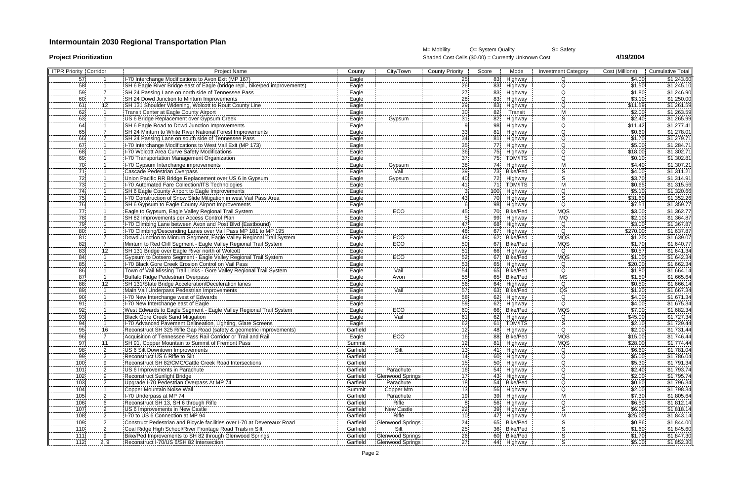# Intermountain 2030 Regional Transportation Plan

**Project Prioritization**

M= Mobility Q= System Quality S= Safety

Shaded Cost Cells ($0.00) = Currently Unknown Cost

**4/19/2004**

| ITPR Priority | Corridor | Project Name | County | City/Town | County Priority | Score | Mode | Investment Category | Cost (Millions) | Cumulative Total |
|---|---|---|---|---|---|---|---|---|---|---|
| 57 | 1 | I-70 Interchange Modifications to Avon Exit (MP 167) | Eagle | | 25 | 83 | Highway | Q | $4.00 | $1,243.60 |
| 58 | 1 | SH 6 Eagle River Bridge east of Eagle (bridge repl., bike/ped improvements) | Eagle | | 26 | 83 | Highway | Q | $1.50 | $1,245.10 |
| 59 | 7 | SH 24 Passing Lane on north side of Tennessee Pass | Eagle | | 27 | 83 | Highway | Q | $1.80 | $1,246.90 |
| 60 | 7 | SH 24 Dowd Junction to Minturn Improvements | Eagle | | 28 | 83 | Highway | Q | $3.10 | $1,250.00 |
| 61 | 12 | SH 131 Shoulder Widening, Wolcott to Routt County Line | Eagle | | 29 | 83 | Highway | Q | $11.59 | $1,261.59 |
| 62 | 1 | Transit Center at Eagle County Airport | Eagle | | 30 | 82 | Transit | M | $2.00 | $1,263.59 |
| 63 | 1 | US 6 Bridge Replacement over Gypsum Creek | Eagle | Gypsum | 31 | 82 | Highway | S | $2.40 | $1,265.99 |
| 64 | 1 | SH 6 Eagle Road to Dowd Junction Improvements | Eagle | | 9 | 98 | Highway | Q | $11.42 | $1,277.41 |
| 65 | 7 | SH 24 Minturn to White River National Forest Improvements | Eagle | | 33 | 81 | Highway | Q | $0.60 | $1,278.01 |
| 66 | 7 | SH 24 Passing Lane on south side of Tennessee Pass | Eagle | | 34 | 81 | Highway | Q | $1.70 | $1,279.71 |
| 67 | 1 | I-70 Interchange Modifications to West Vail Exit (MP 173) | Eagle | | 35 | 77 | Highway | Q | $5.00 | $1,284.71 |
| 68 | 1 | I-70 Wolcott Area Curve Safety Modifications | Eagle | | 36 | 75 | Highway | Q | $18.00 | $1,302.71 |
| 69 | 1 | I-70 Transportation Management Organization | Eagle | | 37 | 75 | TDM/ITS | Q | $0.10 | $1,302.81 |
| 70 | 1 | I-70 Gypsum Interchange improvements | Eagle | Gypsum | 38 | 74 | Highway | M | $4.40 | $1,307.21 |
| 71 | 1 | Cascade Pedestrian Overpass | Eagle | Vail | 39 | 73 | Bike/Ped | S | $4.00 | $1,311.21 |
| 72 | 1 | Union Pacific RR Bridge Replacement over US 6 in Gypsum | Eagle | Gypsum | 40 | 72 | Highway | S | $3.70 | $1,314.91 |
| 73 | 1 | I-70 Automated Fare Collection/ITS Technologies | Eagle | | 41 | 71 | TDM/ITS | M | $0.65 | $1,315.56 |
| 74 | 1 | SH 6 Eagle County Airport to Eagle Improvements | Eagle | | 3 | 100 | Highway | Q | $5.10 | $1,320.66 |
| 75 | 1 | I-70 Construction of Snow Slide Mitigation in west Vail Pass Area | Eagle | | 43 | 70 | Highway | S | $31.60 | $1,352.26 |
| 76 | 1 | SH 6 Gypsum to Eagle County Airport Improvements | Eagle | | 6 | 98 | Highway | Q | $7.51 | $1,359.77 |
| 77 | 1 | Eagle to Gypsum, Eagle Valley Regional Trail System | Eagle | ECO | 45 | 70 | Bike/Ped | MQS | $3.00 | $1,362.77 |
| 78 | 9 | SH 82 Improvements per Access Control Plan | Eagle | | 5 | 99 | Highway | MQ | $2.10 | $1,364.87 |
| 79 | 1 | I-70 Climbing Lane between Avon and Post Blvd (Eastbound) | Eagle | | 47 | 68 | Highway | Q | $3.00 | $1,367.87 |
| 80 | 1 | I-70 Climbing/Descending Lanes over Vail Pass MP 181 to MP 195 | Eagle | | 48 | 67 | Highway | Q | $270.00 | $1,637.87 |
| 81 | 7 | Dowd Junction to Minturn Segment, Eagle Valley Regional Trail System | Eagle | ECO | 49 | 62 | Bike/Ped | MQS | $1.20 | $1,639.07 |
| 82 | 7 | Minturn to Red Cliff Segment - Eagle Valley Regional Trail System | Eagle | ECO | 50 | 67 | Bike/Ped | MQS | $1.70 | $1,640.77 |
| 83 | 12 | SH 131 Bridge over Eagle River north of Wolcott | Eagle | | 51 | 66 | Highway | Q | $0.57 | $1,641.34 |
| 84 | 1 | Gypsum to Dotsero Segment - Eagle Valley Regional Trail System | Eagle | ECO | 52 | 67 | Bike/Ped | MQS | $1.00 | $1,642.34 |
| 85 | 1 | I-70 Black Gore Creek Erosion Control on Vail Pass | Eagle | | 53 | 65 | Highway | Q | $20.00 | $1,662.34 |
| 86 | 1 | Town of Vail Missing Trail Links - Gore Valley Regional Trail System | Eagle | Vail | 54 | 65 | Bike/Ped | Q | $1.80 | $1,664.14 |
| 87 | 1 | Buffalo Ridge Pedestrian Overpass | Eagle | Avon | 55 | 65 | Bike/Ped | MS | $1.50 | $1,665.64 |
| 88 | 12 | SH 131/State Bridge Acceleration/Deceleration lanes | Eagle | | 56 | 64 | Highway | Q | $0.50 | $1,666.14 |
| 89 | 1 | Main Vail Underpass Pedestrian Improvements | Eagle | Vail | 57 | 63 | Bike/Ped | QS | $1.20 | $1,667.34 |
| 90 | 1 | I-70 New Interchange west of Edwards | Eagle | | 58 | 62 | Highway | Q | $4.00 | $1,671.34 |
| 91 | 1 | I-70 New Interchange east of Eagle | Eagle | | 59 | 62 | Highway | Q | $4.00 | $1,675.34 |
| 92 | 1 | West Edwards to Eagle Segment - Eagle Valley Regional Trail System | Eagle | ECO | 60 | 66 | Bike/Ped | MQS | $7.00 | $1,682.34 |
| 93 | 1 | Black Gore Creek Sand Mitigation | Eagle | Vail | 61 | 62 | Highway | Q | $45.00 | $1,727.34 |
| 94 | 1 | I-70 Advanced Pavement Delineation, Lighting, Glare Screens | Eagle | | 62 | 61 | TDM/ITS | S | $2.10 | $1,729.44 |
| 95 | 16 | Reconstruct SH 325 Rifle Gap Road (safety & geometric improvements) | Garfield | | 12 | 48 | Highway | Q | $2.00 | $1,731.44 |
| 96 | 7 | Acquisition of Tennessee Pass Rail Corridor or Trail and Rail | Eagle | ECO | 16 | 88 | Bike/Ped | MQS | $15.00 | $1,746.44 |
| 97 | 11 | SH 91, Copper Mountain to Summit of Fremont Pass | Summit | | 12 | 81 | Highway | MQS | $28.00 | $1,774.44 |
| 98 | 2 | US 6 Silt Downtown Improvements | Garfield | Silt | 13 | 41 | Highway | Q | $6.60 | $1,781.04 |
| 99 | 2 | Reconstruct US 6 Rifle to Silt | Garfield | | 14 | 60 | Highway | Q | $5.00 | $1,786.04 |
| 100 | 9 | Reconstruct SH 82/CMC/Cattle Creek Road Intersections | Garfield | | 15 | 50 | Highway | Q | $5.30 | $1,791.34 |
| 101 | 2 | US 6 Improvements in Parachute | Garfield | Parachute | 16 | 54 | Highway | Q | $2.40 | $1,793.74 |
| 102 | 9 | Reconstruct Sunlight Bridge | Garfield | Glenwood Springs | 17 | 43 | Highway | Q | $2.00 | $1,795.74 |
| 103 | 2 | Upgrade I-70 Pedestrian Overpass At MP 74 | Garfield | Parachute | 18 | 54 | Bike/Ped | Q | $0.60 | $1,796.34 |
| 104 | 1 | Copper Mountain Noise Wall | Summit | Copper Mtn | 13 | 56 | Highway | Q | $2.00 | $1,798.34 |
| 105 | 2 | I-70 Underpass at MP 74 | Garfield | Parachute | 19 | 39 | Highway | M | $7.30 | $1,805.64 |
| 106 | 6 | Reconstruct SH 13, SH 6 through Rifle | Garfield | Rifle | 8 | 56 | Highway | Q | $6.50 | $1,812.14 |
| 107 | 2 | US 6 Improvements in New Castle | Garfield | New Castle | 22 | 39 | Highway | S | $6.00 | $1,818.14 |
| 108 | 2 | I-70 to US 6 Connection at MP 94 | Garfield | Rifle | 10 | 47 | Highway | M | $25.00 | $1,843.14 |
| 109 | 2 | Construct Pedestrian and Bicycle facilities over I-70 at Devereaux Road | Garfield | Glenwood Springs | 24 | 65 | Bike/Ped | S | $0.86 | $1,844.00 |
| 110 | 2 | Coal Ridge High School/River Frontage Road Trails in Silt | Garfield | Silt | 25 | 36 | Bike/Ped | S | $1.60 | $1,845.60 |
| 111 | 9 | Bike/Ped Improvements to SH 82 through Glenwood Springs | Garfield | Glenwood Springs | 26 | 60 | Bike/Ped | S | $1.70 | $1,847.30 |
| 112 | 2, 9 | Reconstruct I-70/US 6/SH 82 Intersection | Garfield | Glenwood Springs | 27 | 44 | Highway | S | $5.00 | $1,852.30 |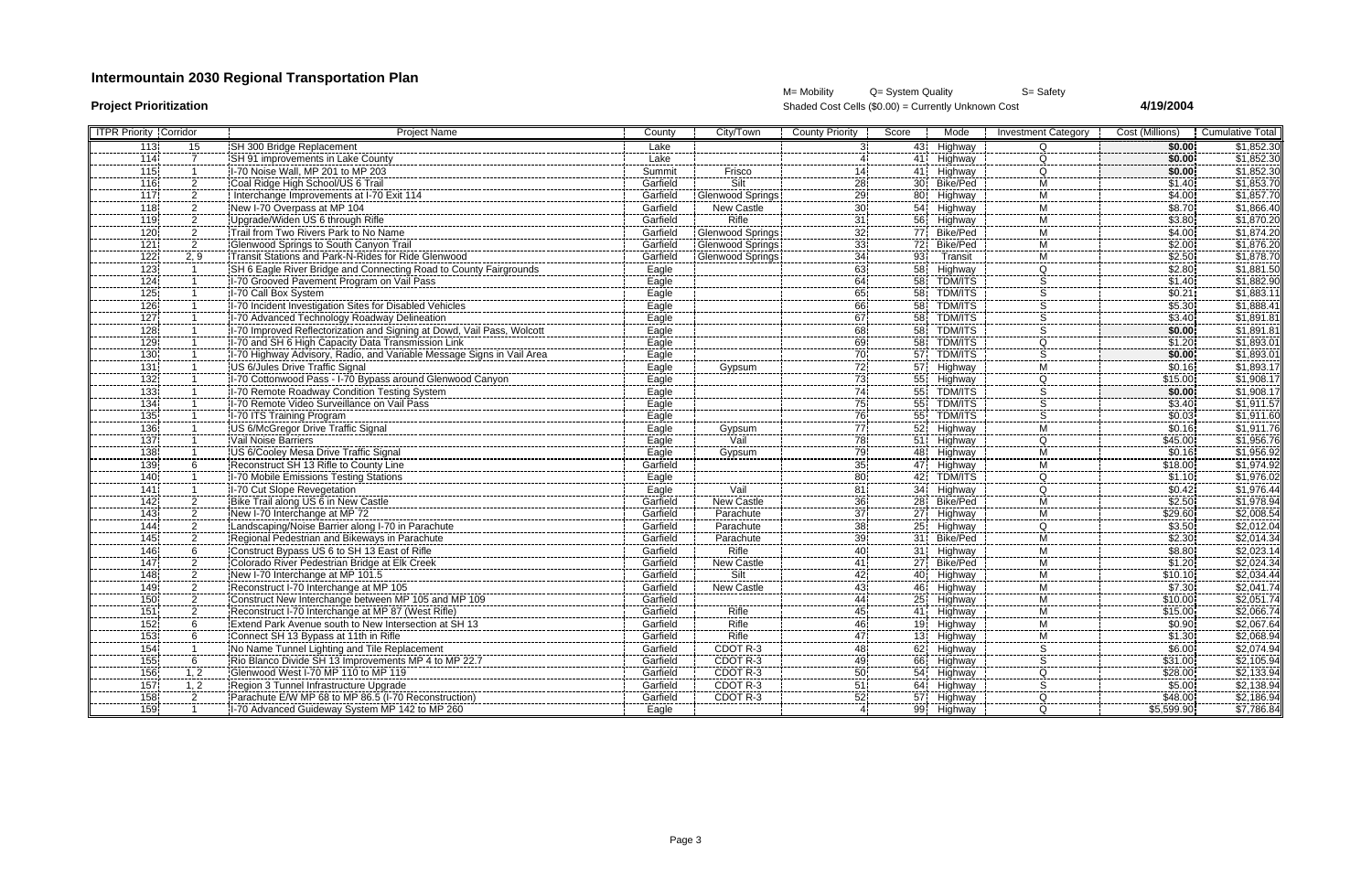# Intermountain 2030 Regional Transportation Plan

**Project Prioritization**

M= Mobility Q= System Quality S= Safety

Shaded Cost Cells ($0.00) = Currently Unknown Cost

**4/19/2004**

| ITPR Priority | Corridor | Project Name | County | City/Town | County Priority | Score | Mode | Investment Category | Cost (Millions) | Cumulative Total |
|---|---|---|---|---|---|---|---|---|---|---|
| 113 | 15 | SH 300 Bridge Replacement | Lake | | 3 | 43 | Highway | Q | **$0.00** | $1,852.30 |
| 114 | 7 | SH 91 improvements in Lake County | Lake | | 4 | 41 | Highway | Q | **$0.00** | $1,852.30 |
| 115 | 1 | I-70 Noise Wall, MP 201 to MP 203 | Summit | Frisco | 14 | 41 | Highway | Q | **$0.00** | $1,852.30 |
| 116 | 2 | Coal Ridge High School/US 6 Trail | Garfield | Silt | 28 | 30 | Bike/Ped | M | $1.40 | $1,853.70 |
| 117 | 2 | Interchange Improvements at I-70 Exit 114 | Garfield | Glenwood Springs | 29 | 80 | Highway | M | $4.00 | $1,857.70 |
| 118 | 2 | New I-70 Overpass at MP 104 | Garfield | New Castle | 30 | 54 | Highway | M | $8.70 | $1,866.40 |
| 119 | 2 | Upgrade/Widen US 6 through Rifle | Garfield | Rifle | 31 | 56 | Highway | M | $3.80 | $1,870.20 |
| 120 | 2 | Trail from Two Rivers Park to No Name | Garfield | Glenwood Springs | 32 | 77 | Bike/Ped | M | $4.00 | $1,874.20 |
| 121 | 2 | Glenwood Springs to South Canyon Trail | Garfield | Glenwood Springs | 33 | 72 | Bike/Ped | M | $2.00 | $1,876.20 |
| 122 | 2, 9 | Transit Stations and Park-N-Rides for Ride Glenwood | Garfield | Glenwood Springs | 34 | 93 | Transit | M | $2.50 | $1,878.70 |
| 123 | 1 | SH 6 Eagle River Bridge and Connecting Road to County Fairgrounds | Eagle | | 63 | 58 | Highway | Q | $2.80 | $1,881.50 |
| 124 | 1 | I-70 Grooved Pavement Program on Vail Pass | Eagle | | 64 | 58 | TDM/ITS | S | $1.40 | $1,882.90 |
| 125 | 1 | I-70 Call Box System | Eagle | | 65 | 58 | TDM/ITS | S | $0.21 | $1,883.11 |
| 126 | 1 | I-70 Incident Investigation Sites for Disabled Vehicles | Eagle | | 66 | 58 | TDM/ITS | S | $5.30 | $1,888.41 |
| 127 | 1 | I-70 Advanced Technology Roadway Delineation | Eagle | | 67 | 58 | TDM/ITS | S | $3.40 | $1,891.81 |
| 128 | 1 | I-70 Improved Reflectorization and Signing at Dowd, Vail Pass, Wolcott | Eagle | | 68 | 58 | TDM/ITS | S | **$0.00** | $1,891.81 |
| 129 | 1 | I-70 and SH 6 High Capacity Data Transmission Link | Eagle | | 69 | 58 | TDM/ITS | Q | $1.20 | $1,893.01 |
| 130 | 1 | I-70 Highway Advisory, Radio, and Variable Message Signs in Vail Area | Eagle | | 70 | 57 | TDM/ITS | S | **$0.00** | $1,893.01 |
| 131 | 1 | US 6/Jules Drive Traffic Signal | Eagle | Gypsum | 72 | 57 | Highway | M | $0.16 | $1,893.17 |
| 132 | 1 | I-70 Cottonwood Pass - I-70 Bypass around Glenwood Canyon | Eagle | | 73 | 55 | Highway | Q | $15.00 | $1,908.17 |
| 133 | 1 | I-70 Remote Roadway Condition Testing System | Eagle | | 74 | 55 | TDM/ITS | S | **$0.00** | $1,908.17 |
| 134 | 1 | I-70 Remote Video Surveillance on Vail Pass | Eagle | | 75 | 55 | TDM/ITS | S | $3.40 | $1,911.57 |
| 135 | 1 | I-70 ITS Training Program | Eagle | | 76 | 55 | TDM/ITS | S | $0.03 | $1,911.60 |
| 136 | 1 | US 6/McGregor Drive Traffic Signal | Eagle | Gypsum | 77 | 52 | Highway | M | $0.16 | $1,911.76 |
| 137 | 1 | Vail Noise Barriers | Eagle | Vail | 78 | 51 | Highway | Q | $45.00 | $1,956.76 |
| 138 | 1 | US 6/Cooley Mesa Drive Traffic Signal | Eagle | Gypsum | 79 | 48 | Highway | M | $0.16 | $1,956.92 |
| 139 | 6 | Reconstruct SH 13 Rifle to County Line | Garfield | | 35 | 47 | Highway | M | $18.00 | $1,974.92 |
| 140 | 1 | I-70 Mobile Emissions Testing Stations | Eagle | | 80 | 42 | TDM/ITS | Q | $1.10 | $1,976.02 |
| 141 | 1 | I-70 Cut Slope Revegetation | Eagle | Vail | 81 | 34 | Highway | Q | $0.42 | $1,976.44 |
| 142 | 2 | Bike Trail along US 6 in New Castle | Garfield | New Castle | 36 | 28 | Bike/Ped | M | $2.50 | $1,978.94 |
| 143 | 2 | New I-70 Interchange at MP 72 | Garfield | Parachute | 37 | 27 | Highway | M | $29.60 | $2,008.54 |
| 144 | 2 | Landscaping/Noise Barrier along I-70 in Parachute | Garfield | Parachute | 38 | 25 | Highway | Q | $3.50 | $2,012.04 |
| 145 | 2 | Regional Pedestrian and Bikeways in Parachute | Garfield | Parachute | 39 | 31 | Bike/Ped | M | $2.30 | $2,014.34 |
| 146 | 6 | Construct Bypass US 6 to SH 13 East of Rifle | Garfield | Rifle | 40 | 31 | Highway | M | $8.80 | $2,023.14 |
| 147 | 2 | Colorado River Pedestrian Bridge at Elk Creek | Garfield | New Castle | 41 | 27 | Bike/Ped | M | $1.20 | $2,024.34 |
| 148 | 2 | New I-70 Interchange at MP 101.5 | Garfield | Silt | 42 | 40 | Highway | M | $10.10 | $2,034.44 |
| 149 | 2 | Reconstruct I-70 Interchange at MP 105 | Garfield | New Castle | 43 | 46 | Highway | M | $7.30 | $2,041.74 |
| 150 | 2 | Construct New Interchange between MP 105 and MP 109 | Garfield | | 44 | 25 | Highway | M | $10.00 | $2,051.74 |
| 151 | 2 | Reconstruct I-70 Interchange at MP 87 (West Rifle) | Garfield | Rifle | 45 | 41 | Highway | M | $15.00 | $2,066.74 |
| 152 | 6 | Extend Park Avenue south to New Intersection at SH 13 | Garfield | Rifle | 46 | 19 | Highway | M | $0.90 | $2,067.64 |
| 153 | 6 | Connect SH 13 Bypass at 11th in Rifle | Garfield | Rifle | 47 | 13 | Highway | M | $1.30 | $2,068.94 |
| 154 | 1 | No Name Tunnel Lighting and Tile Replacement | Garfield | CDOT R-3 | 48 | 62 | Highway | S | $6.00 | $2,074.94 |
| 155 | 6 | Rio Blanco Divide SH 13 Improvements MP 4 to MP 22.7 | Garfield | CDOT R-3 | 49 | 66 | Highway | S | $31.00 | $2,105.94 |
| 156 | 1, 2 | Glenwood West I-70 MP 110 to MP 119 | Garfield | CDOT R-3 | 50 | 54 | Highway | Q | $28.00 | $2,133.94 |
| 157 | 1, 2 | Region 3 Tunnel Infrastructure Upgrade | Garfield | CDOT R-3 | 51 | 64 | Highway | S | $5.00 | $2,138.94 |
| 158 | 2 | Parachute E/W MP 68 to MP 86.5 (I-70 Reconstruction) | Garfield | CDOT R-3 | 52 | 57 | Highway | Q | $48.00 | $2,186.94 |
| 159 | 1 | I-70 Advanced Guideway System MP 142 to MP 260 | Eagle | | 4 | 99 | Highway | Q | $5,599.90 | $7,786.84 |